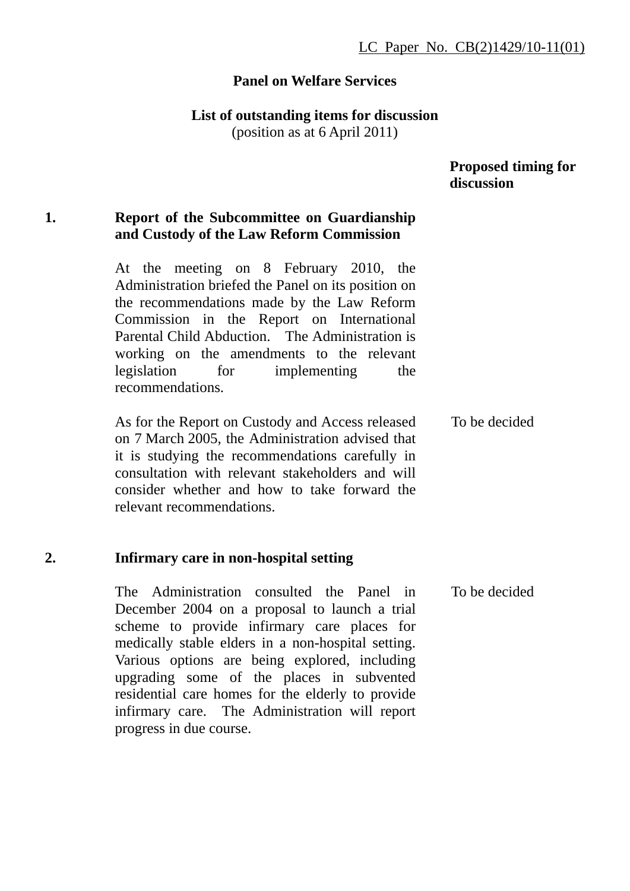LC Paper No. CB(2)1429/10-11(01)

**Panel on Welfare Services**

**List of outstanding items for discussion**
(position as at 6 April 2011)

| | | **Proposed timing for discussion** |
|---|---|---|
| **1.** | **Report of the Subcommittee on Guardianship and Custody of the Law Reform Commission**<br><br>At the meeting on 8 February 2010, the Administration briefed the Panel on its position on the recommendations made by the Law Reform Commission in the Report on International Parental Child Abduction. The Administration is working on the amendments to the relevant legislation for implementing the recommendations.<br><br>As for the Report on Custody and Access released on 7 March 2005, the Administration advised that it is studying the recommendations carefully in consultation with relevant stakeholders and will consider whether and how to take forward the relevant recommendations. | To be decided |
| **2.** | **Infirmary care in non-hospital setting**<br><br>The Administration consulted the Panel in December 2004 on a proposal to launch a trial scheme to provide infirmary care places for medically stable elders in a non-hospital setting. Various options are being explored, including upgrading some of the places in subvented residential care homes for the elderly to provide infirmary care. The Administration will report progress in due course. | To be decided |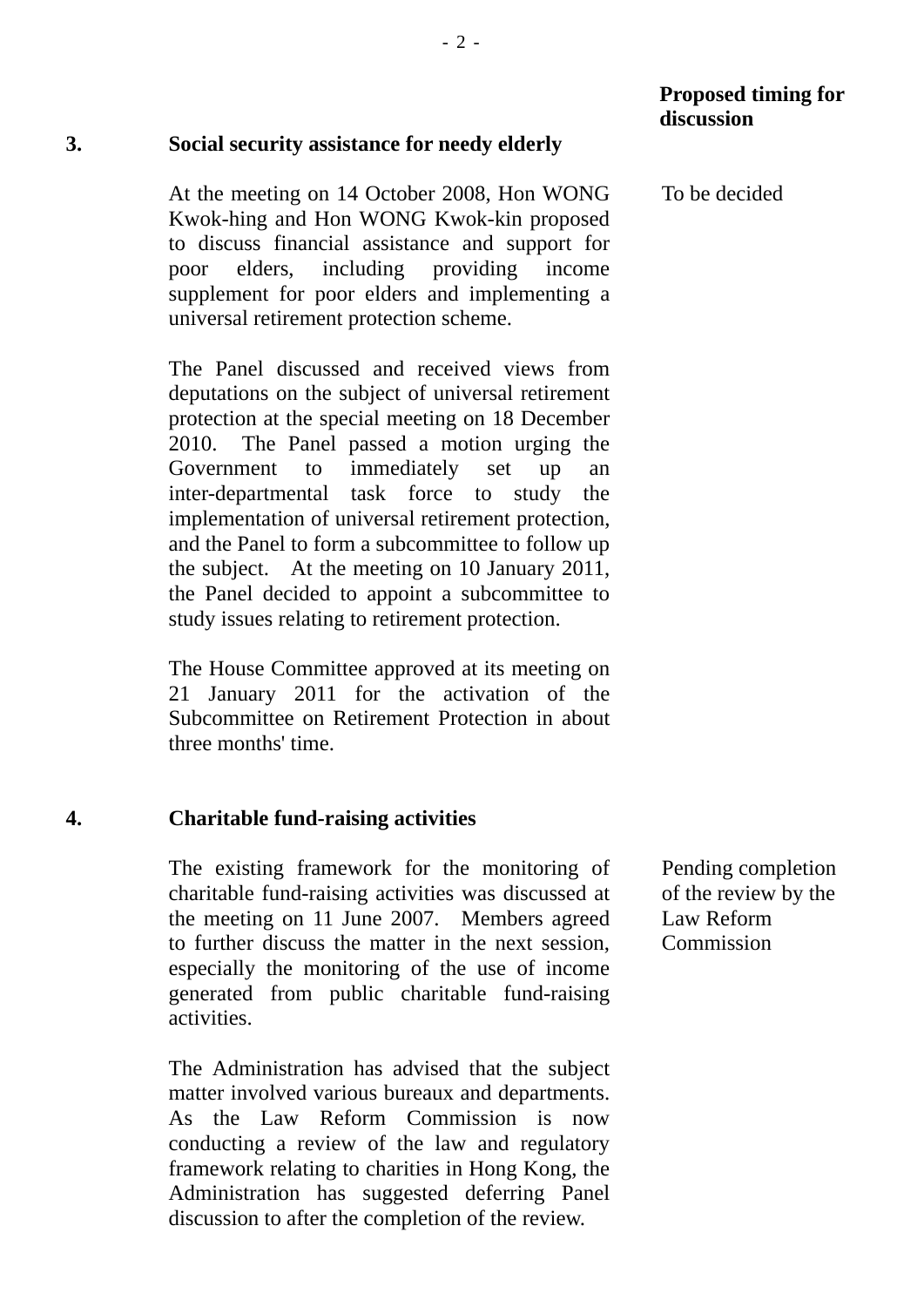| | | Proposed timing for discussion |
|---|---|---|
| **3.** | **Social security assistance for needy elderly** | |
| | At the meeting on 14 October 2008, Hon WONG Kwok-hing and Hon WONG Kwok-kin proposed to discuss financial assistance and support for poor elders, including providing income supplement for poor elders and implementing a universal retirement protection scheme.<br><br>The Panel discussed and received views from deputations on the subject of universal retirement protection at the special meeting on 18 December 2010. The Panel passed a motion urging the Government to immediately set up an inter-departmental task force to study the implementation of universal retirement protection, and the Panel to form a subcommittee to follow up the subject. At the meeting on 10 January 2011, the Panel decided to appoint a subcommittee to study issues relating to retirement protection.<br><br>The House Committee approved at its meeting on 21 January 2011 for the activation of the Subcommittee on Retirement Protection in about three months' time. | To be decided |
| **4.** | **Charitable fund-raising activities** | |
| | The existing framework for the monitoring of charitable fund-raising activities was discussed at the meeting on 11 June 2007. Members agreed to further discuss the matter in the next session, especially the monitoring of the use of income generated from public charitable fund-raising activities.<br><br>The Administration has advised that the subject matter involved various bureaux and departments. As the Law Reform Commission is now conducting a review of the law and regulatory framework relating to charities in Hong Kong, the Administration has suggested deferring Panel discussion to after the completion of the review. | Pending completion of the review by the Law Reform Commission |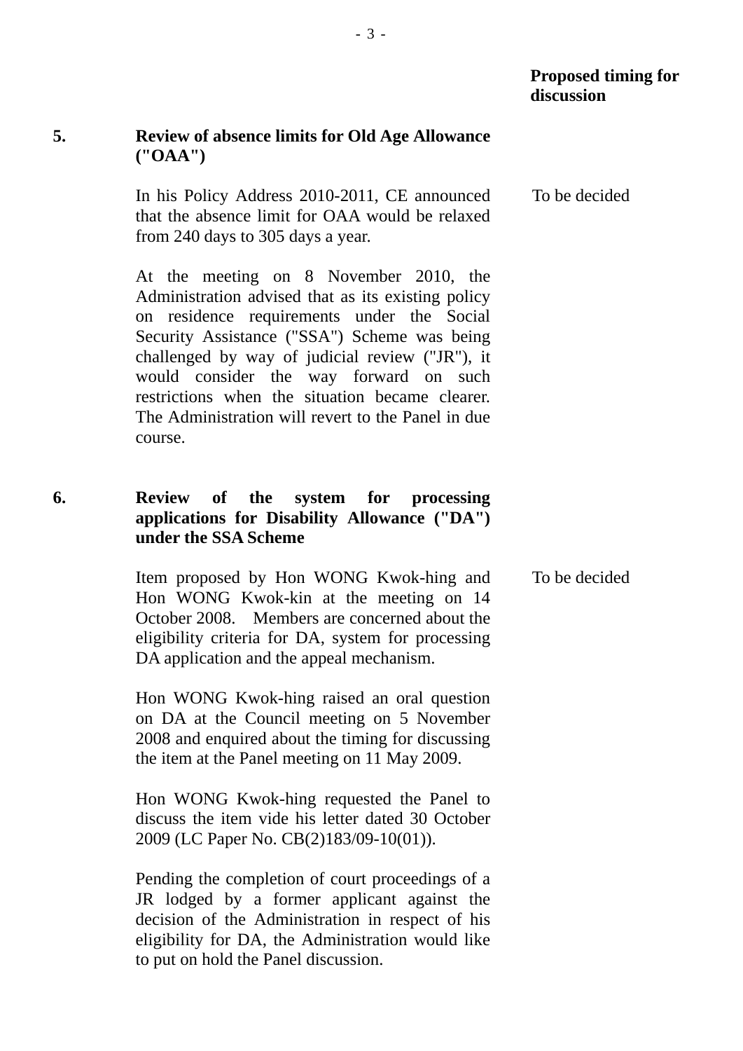| | | Proposed timing for discussion |
|---|---|---|
| **5.** | **Review of absence limits for Old Age Allowance ("OAA")** | |
| | In his Policy Address 2010-2011, CE announced that the absence limit for OAA would be relaxed from 240 days to 305 days a year. | To be decided |
| | At the meeting on 8 November 2010, the Administration advised that as its existing policy on residence requirements under the Social Security Assistance ("SSA") Scheme was being challenged by way of judicial review ("JR"), it would consider the way forward on such restrictions when the situation became clearer. The Administration will revert to the Panel in due course. | |
| **6.** | **Review of the system for processing applications for Disability Allowance ("DA") under the SSA Scheme** | |
| | Item proposed by Hon WONG Kwok-hing and Hon WONG Kwok-kin at the meeting on 14 October 2008. Members are concerned about the eligibility criteria for DA, system for processing DA application and the appeal mechanism. | To be decided |
| | Hon WONG Kwok-hing raised an oral question on DA at the Council meeting on 5 November 2008 and enquired about the timing for discussing the item at the Panel meeting on 11 May 2009. | |
| | Hon WONG Kwok-hing requested the Panel to discuss the item vide his letter dated 30 October 2009 (LC Paper No. CB(2)183/09-10(01)). | |
| | Pending the completion of court proceedings of a JR lodged by a former applicant against the decision of the Administration in respect of his eligibility for DA, the Administration would like to put on hold the Panel discussion. | |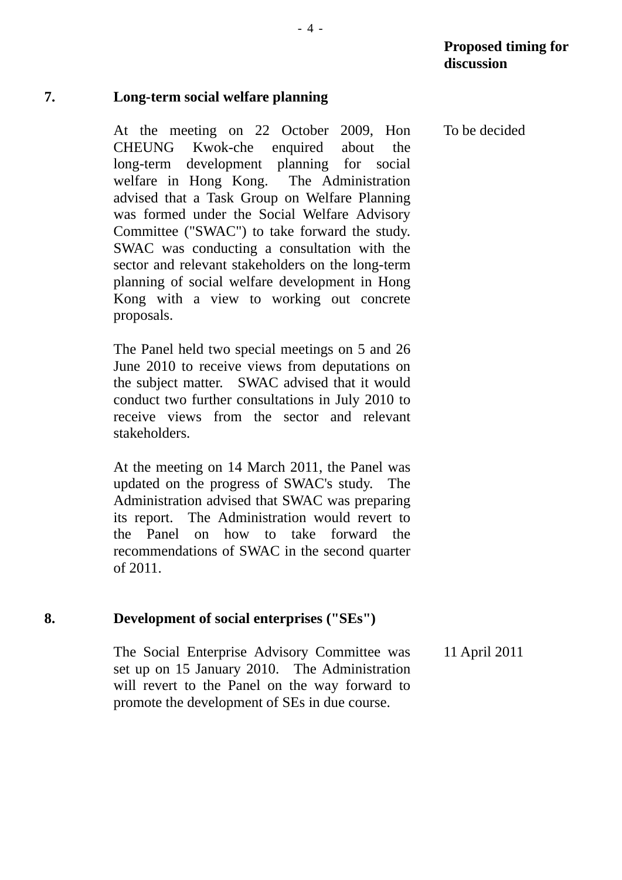| | | Proposed timing for discussion |
|---|---|---|
| **7.** | **Long-term social welfare planning** | |
| | At the meeting on 22 October 2009, Hon CHEUNG Kwok-che enquired about the long-term development planning for social welfare in Hong Kong. The Administration advised that a Task Group on Welfare Planning was formed under the Social Welfare Advisory Committee ("SWAC") to take forward the study. SWAC was conducting a consultation with the sector and relevant stakeholders on the long-term planning of social welfare development in Hong Kong with a view to working out concrete proposals.<br><br>The Panel held two special meetings on 5 and 26 June 2010 to receive views from deputations on the subject matter. SWAC advised that it would conduct two further consultations in July 2010 to receive views from the sector and relevant stakeholders.<br><br>At the meeting on 14 March 2011, the Panel was updated on the progress of SWAC's study. The Administration advised that SWAC was preparing its report. The Administration would revert to the Panel on how to take forward the recommendations of SWAC in the second quarter of 2011. | To be decided |
| **8.** | **Development of social enterprises ("SEs")** | |
| | The Social Enterprise Advisory Committee was set up on 15 January 2010. The Administration will revert to the Panel on the way forward to promote the development of SEs in due course. | 11 April 2011 |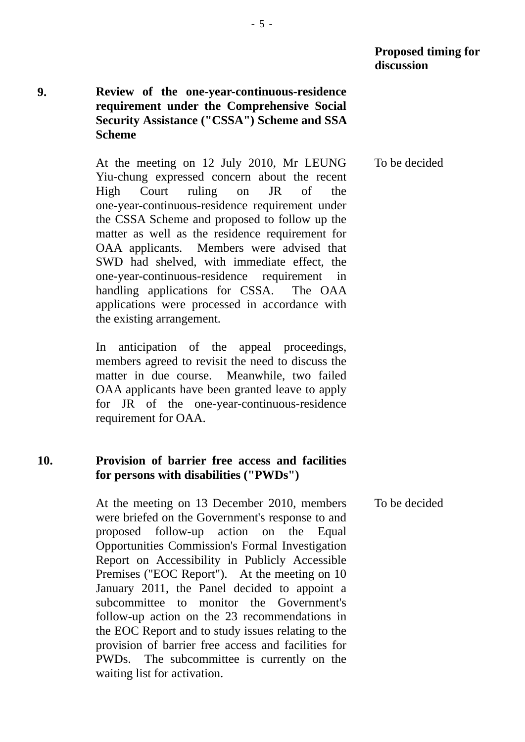| | | Proposed timing for discussion |
|---|---|---|
| **9.** | **Review of the one-year-continuous-residence requirement under the Comprehensive Social Security Assistance ("CSSA") Scheme and SSA Scheme** | |
| | At the meeting on 12 July 2010, Mr LEUNG Yiu-chung expressed concern about the recent High Court ruling on JR of the one-year-continuous-residence requirement under the CSSA Scheme and proposed to follow up the matter as well as the residence requirement for OAA applicants. Members were advised that SWD had shelved, with immediate effect, the one-year-continuous-residence requirement in handling applications for CSSA. The OAA applications were processed in accordance with the existing arrangement.<br><br>In anticipation of the appeal proceedings, members agreed to revisit the need to discuss the matter in due course. Meanwhile, two failed OAA applicants have been granted leave to apply for JR of the one-year-continuous-residence requirement for OAA. | To be decided |
| **10.** | **Provision of barrier free access and facilities for persons with disabilities ("PWDs")** | |
| | At the meeting on 13 December 2010, members were briefed on the Government's response to and proposed follow-up action on the Equal Opportunities Commission's Formal Investigation Report on Accessibility in Publicly Accessible Premises ("EOC Report"). At the meeting on 10 January 2011, the Panel decided to appoint a subcommittee to monitor the Government's follow-up action on the 23 recommendations in the EOC Report and to study issues relating to the provision of barrier free access and facilities for PWDs. The subcommittee is currently on the waiting list for activation. | To be decided |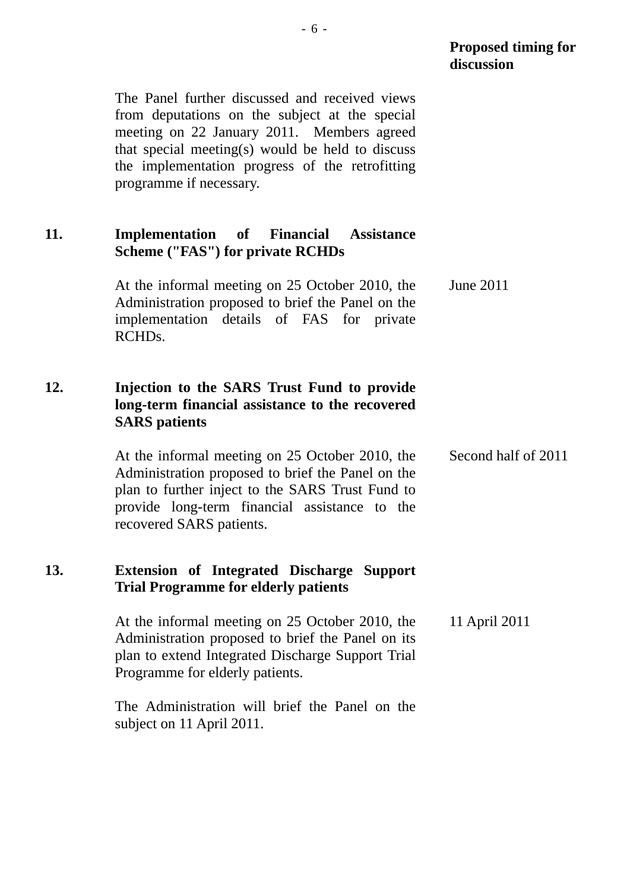| | | Proposed timing for discussion |
|---|---|---|
| | The Panel further discussed and received views from deputations on the subject at the special meeting on 22 January 2011. Members agreed that special meeting(s) would be held to discuss the implementation progress of the retrofitting programme if necessary. | |
| **11.** | **Implementation of Financial Assistance Scheme ("FAS") for private RCHDs** | |
| | At the informal meeting on 25 October 2010, the Administration proposed to brief the Panel on the implementation details of FAS for private RCHDs. | June 2011 |
| **12.** | **Injection to the SARS Trust Fund to provide long-term financial assistance to the recovered SARS patients** | |
| | At the informal meeting on 25 October 2010, the Administration proposed to brief the Panel on the plan to further inject to the SARS Trust Fund to provide long-term financial assistance to the recovered SARS patients. | Second half of 2011 |
| **13.** | **Extension of Integrated Discharge Support Trial Programme for elderly patients** | |
| | At the informal meeting on 25 October 2010, the Administration proposed to brief the Panel on its plan to extend Integrated Discharge Support Trial Programme for elderly patients.<br><br>The Administration will brief the Panel on the subject on 11 April 2011. | 11 April 2011 |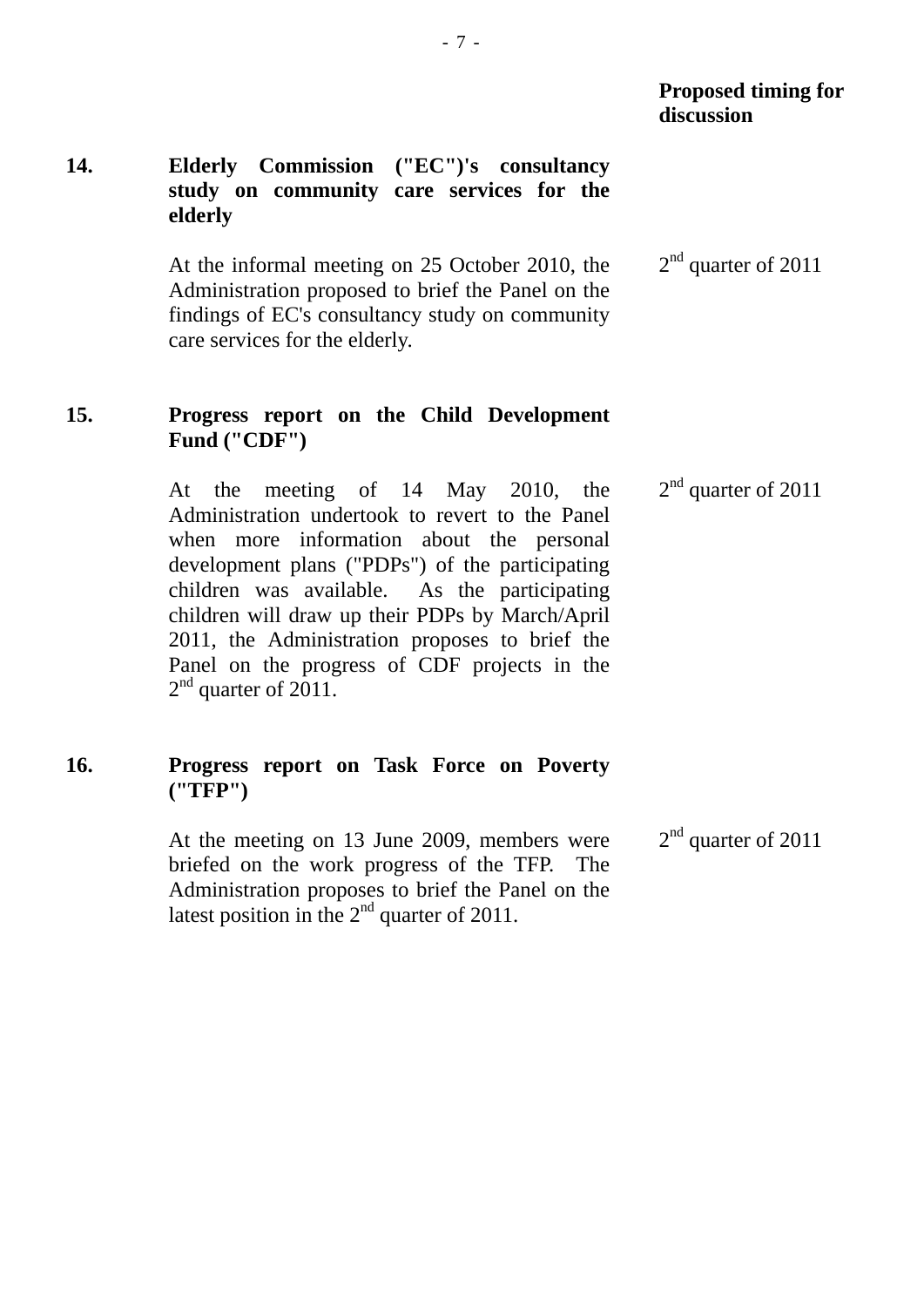| | | Proposed timing for discussion |
|---|---|---|
| **14.** | **Elderly Commission ("EC")'s consultancy study on community care services for the elderly** | |
| | At the informal meeting on 25 October 2010, the Administration proposed to brief the Panel on the findings of EC's consultancy study on community care services for the elderly. | 2nd quarter of 2011 |
| **15.** | **Progress report on the Child Development Fund ("CDF")** | |
| | At the meeting of 14 May 2010, the Administration undertook to revert to the Panel when more information about the personal development plans ("PDPs") of the participating children was available. As the participating children will draw up their PDPs by March/April 2011, the Administration proposes to brief the Panel on the progress of CDF projects in the 2nd quarter of 2011. | 2nd quarter of 2011 |
| **16.** | **Progress report on Task Force on Poverty ("TFP")** | |
| | At the meeting on 13 June 2009, members were briefed on the work progress of the TFP. The Administration proposes to brief the Panel on the latest position in the 2nd quarter of 2011. | 2nd quarter of 2011 |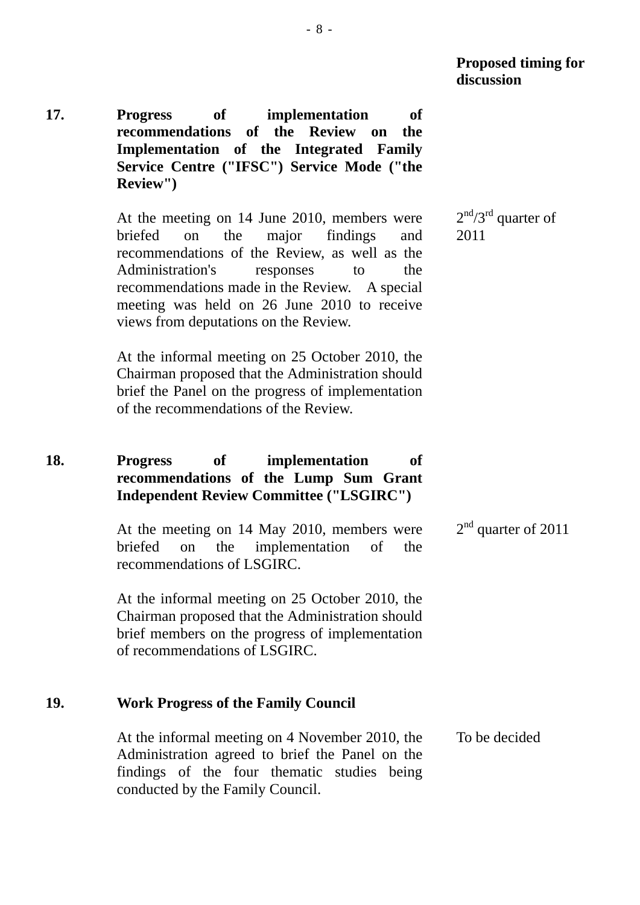| | | **Proposed timing for discussion** |
|---|---|---|
| **17.** | **Progress of implementation of recommendations of the Review on the Implementation of the Integrated Family Service Centre ("IFSC") Service Mode ("the Review")** | |
| | At the meeting on 14 June 2010, members were briefed on the major findings and recommendations of the Review, as well as the Administration's responses to the recommendations made in the Review. A special meeting was held on 26 June 2010 to receive views from deputations on the Review.<br><br>At the informal meeting on 25 October 2010, the Chairman proposed that the Administration should brief the Panel on the progress of implementation of the recommendations of the Review. | 2nd/3rd quarter of 2011 |
| **18.** | **Progress of implementation of recommendations of the Lump Sum Grant Independent Review Committee ("LSGIRC")** | |
| | At the meeting on 14 May 2010, members were briefed on the implementation of the recommendations of LSGIRC.<br><br>At the informal meeting on 25 October 2010, the Chairman proposed that the Administration should brief members on the progress of implementation of recommendations of LSGIRC. | 2nd quarter of 2011 |
| **19.** | **Work Progress of the Family Council** | |
| | At the informal meeting on 4 November 2010, the Administration agreed to brief the Panel on the findings of the four thematic studies being conducted by the Family Council. | To be decided |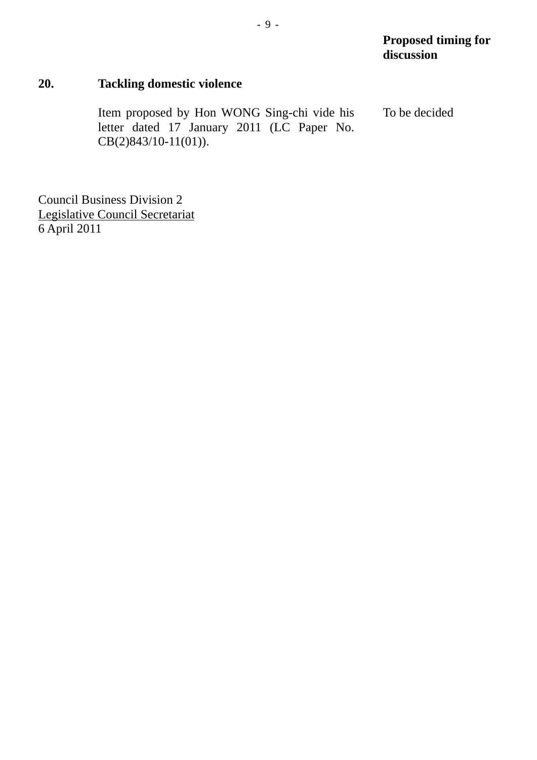**Proposed timing for discussion**

**20. Tackling domestic violence**

Item proposed by Hon WONG Sing-chi vide his letter dated 17 January 2011 (LC Paper No. CB(2)843/10-11(01)). — To be decided

Council Business Division 2
Legislative Council Secretariat
6 April 2011